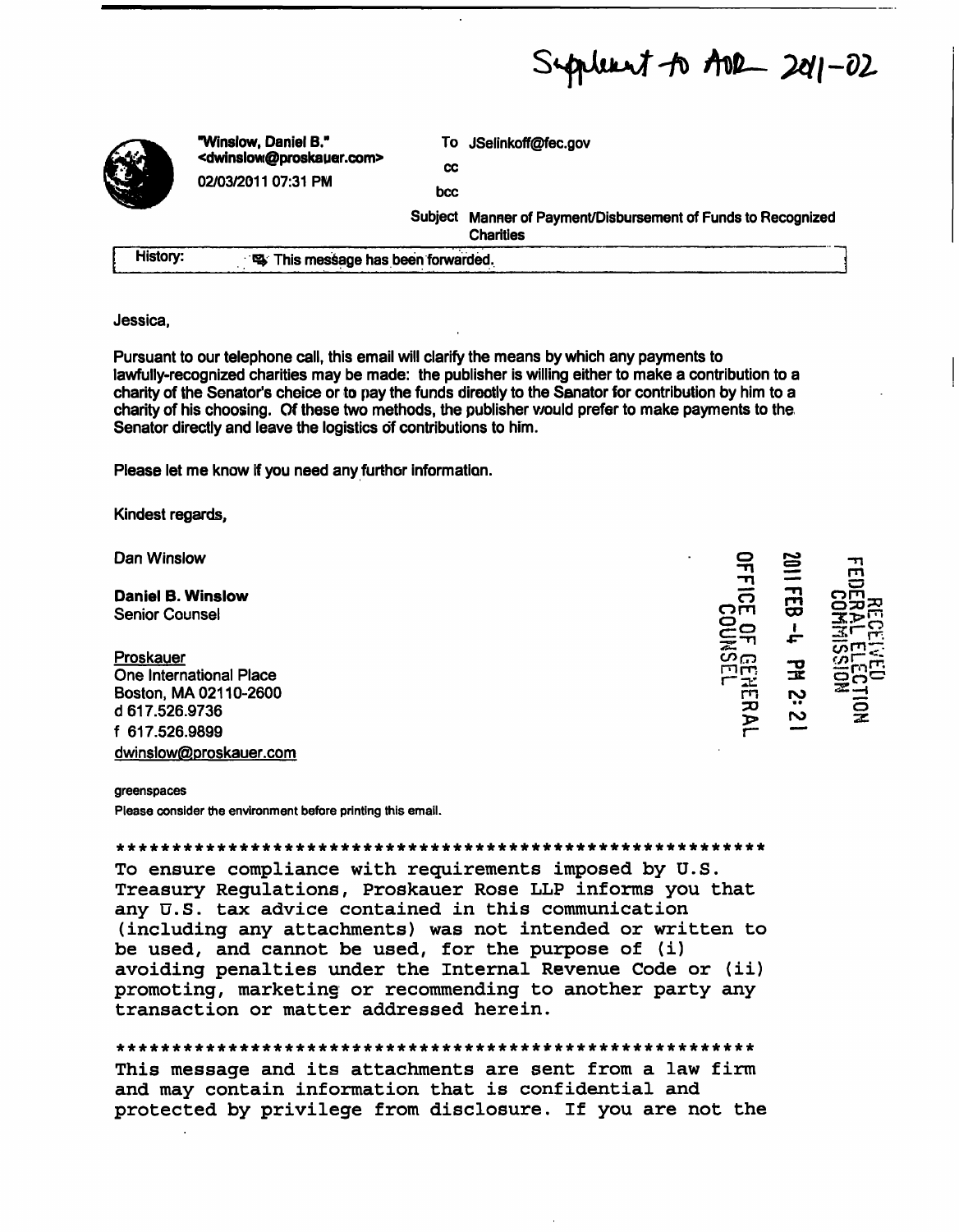Supplement to AOR 2011-02

"Winslow, Daniel B." <dwinslow@proskauer.com>
02/03/2011 07:31 PM

To JSelinkoff@fec.gov
cc
bcc
Subject Manner of Payment/Disbursement of Funds to Recognized Charities

History: This message has been forwarded.

Jessica,

Pursuant to our telephone call, this email will clarify the means by which any payments to lawfully-recognized charities may be made: the publisher is willing either to make a contribution to a charity of the Senator's choice or to pay the funds directly to the Senator for contribution by him to a charity of his choosing. Of these two methods, the publisher would prefer to make payments to the Senator directly and leave the logistics of contributions to him.

Please let me know if you need any further information.

Kindest regards,

Dan Winslow

**Daniel B. Winslow**
Senior Counsel

Proskauer
One International Place
Boston, MA 02110-2600
d 617.526.9736
f 617.526.9899
dwinslow@proskauer.com

RECEIVED
FEDERAL ELECTION COMMISSION
2011 FEB -4 PM 2:21
OFFICE OF GENERAL COUNSEL

greenspaces
Please consider the environment before printing this email.

\*\*\*\*\*\*\*\*\*\*\*\*\*\*\*\*\*\*\*\*\*\*\*\*\*\*\*\*\*\*\*\*\*\*\*\*\*\*\*\*\*\*\*\*\*\*\*\*\*\*\*\*\*\*\*\*\*\*\*\*

To ensure compliance with requirements imposed by U.S. Treasury Regulations, Proskauer Rose LLP informs you that any U.S. tax advice contained in this communication (including any attachments) was not intended or written to be used, and cannot be used, for the purpose of (i) avoiding penalties under the Internal Revenue Code or (ii) promoting, marketing or recommending to another party any transaction or matter addressed herein.

\*\*\*\*\*\*\*\*\*\*\*\*\*\*\*\*\*\*\*\*\*\*\*\*\*\*\*\*\*\*\*\*\*\*\*\*\*\*\*\*\*\*\*\*\*\*\*\*\*\*\*\*\*\*\*\*\*\*\*\*

This message and its attachments are sent from a law firm and may contain information that is confidential and protected by privilege from disclosure. If you are not the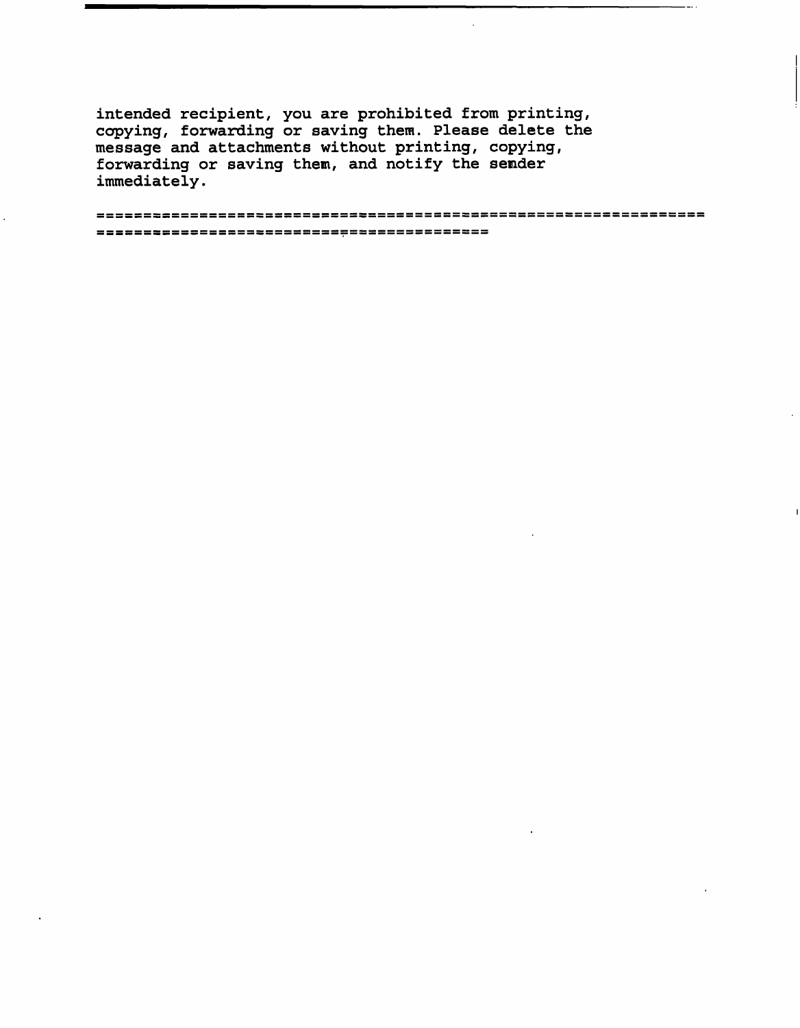intended recipient, you are prohibited from printing, copying, forwarding or saving them. Please delete the message and attachments without printing, copying, forwarding or saving them, and notify the sender immediately.

================================================================
========================================